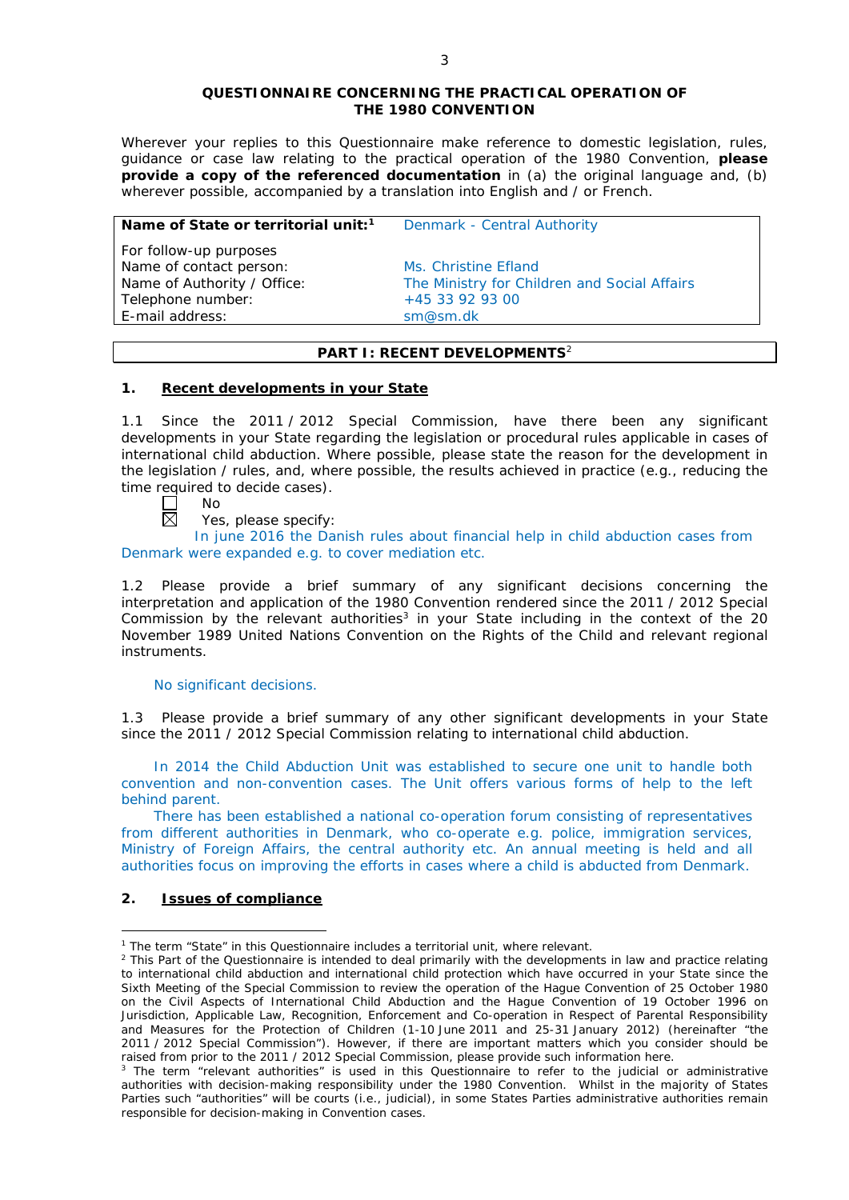## QUESTIONNAIRE CONCERNING THE PRACTICAL OPERATION OF THE 1980 CONVENTION

Wherever your replies to this Questionnaire make reference to domestic legislation, rules, guidance or case law relating to the practical operation of the 1980 Convention, **please provide a copy of the referenced documentation** in (a) the original language and, (b) wherever possible, accompanied by a translation into English and / or French.

| **Name of State or territorial unit:**[1] | Denmark - Central Authority |
|---|---|
| For follow-up purposes | |
| Name of contact person: | Ms. Christine Efland |
| Name of Authority / Office: | The Ministry for Children and Social Affairs |
| Telephone number: | +45 33 92 93 00 |
| E-mail address: | sm@sm.dk |

## PART I: RECENT DEVELOPMENTS[2]

### 1. Recent developments in your State

1.1 Since the 2011 / 2012 Special Commission, have there been any significant developments in your State regarding the legislation or procedural rules applicable in cases of international child abduction. Where possible, please state the reason for the development in the legislation / rules, and, where possible, the results achieved in practice (e.g., reducing the time required to decide cases).

☐ No

☒ Yes, please specify:

In june 2016 the Danish rules about financial help in child abduction cases from Denmark were expanded e.g. to cover mediation etc.

1.2 Please provide a brief summary of any significant decisions concerning the interpretation and application of the 1980 Convention rendered since the 2011 / 2012 Special Commission by the relevant authorities[3] in your State including in the context of the 20 November 1989 United Nations Convention on the Rights of the Child and relevant regional instruments.

No significant decisions.

1.3 Please provide a brief summary of any other significant developments in your State since the 2011 / 2012 Special Commission relating to international child abduction.

In 2014 the Child Abduction Unit was established to secure one unit to handle both convention and non-convention cases. The Unit offers various forms of help to the left behind parent.

There has been established a national co-operation forum consisting of representatives from different authorities in Denmark, who co-operate e.g. police, immigration services, Ministry of Foreign Affairs, the central authority etc. An annual meeting is held and all authorities focus on improving the efforts in cases where a child is abducted from Denmark.

### 2. Issues of compliance

---

[1] The term “State” in this Questionnaire includes a territorial unit, where relevant.

[2] This Part of the Questionnaire is intended to deal primarily with the developments in law and practice relating to international child abduction and international child protection which have occurred in your State since the Sixth Meeting of the Special Commission to review the operation of the Hague Convention of 25 October 1980 on the Civil Aspects of International Child Abduction and the Hague Convention of 19 October 1996 on Jurisdiction, Applicable Law, Recognition, Enforcement and Co-operation in Respect of Parental Responsibility and Measures for the Protection of Children (1-10 June 2011 and 25-31 January 2012) (hereinafter “the 2011 / 2012 Special Commission”). However, if there are important matters which you consider should be raised from prior to the 2011 / 2012 Special Commission, please provide such information here.

[3] The term “relevant authorities” is used in this Questionnaire to refer to the judicial or administrative authorities with decision-making responsibility under the 1980 Convention. Whilst in the majority of States Parties such “authorities” will be courts (i.e., judicial), in some States Parties administrative authorities remain responsible for decision-making in Convention cases.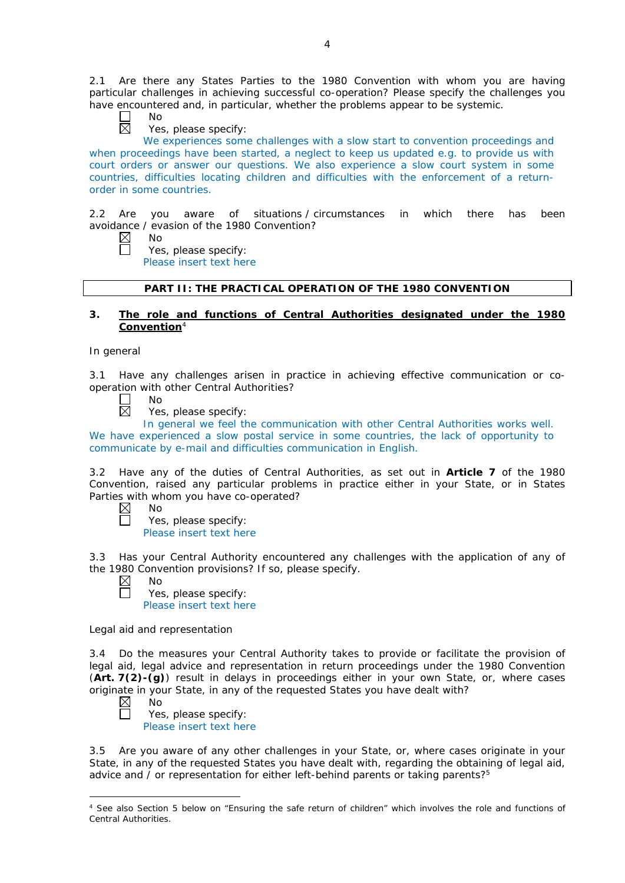2.1 Are there any States Parties to the 1980 Convention with whom you are having particular challenges in achieving successful co-operation? Please specify the challenges you have encountered and, in particular, whether the problems appear to be systemic.

☐ No
☒ Yes, please specify:
We experiences some challenges with a slow start to convention proceedings and when proceedings have been started, a neglect to keep us updated e.g. to provide us with court orders or answer our questions. We also experience a slow court system in some countries, difficulties locating children and difficulties with the enforcement of a return-order in some countries.

2.2 Are you aware of situations / circumstances in which there has been avoidance / evasion of the 1980 Convention?

☒ No
☐ Yes, please specify:
Please insert text here

**PART II: THE PRACTICAL OPERATION OF THE 1980 CONVENTION**

## 3. The role and functions of Central Authorities designated under the 1980 Convention[4]

In general

3.1 Have any challenges arisen in practice in achieving effective communication or co-operation with other Central Authorities?

☐ No
☒ Yes, please specify:
In general we feel the communication with other Central Authorities works well. We have experienced a slow postal service in some countries, the lack of opportunity to communicate by e-mail and difficulties communication in English.

3.2 Have any of the duties of Central Authorities, as set out in **Article 7** of the 1980 Convention, raised any particular problems in practice either in your State, or in States Parties with whom you have co-operated?

☒ No
☐ Yes, please specify:
Please insert text here

3.3 Has your Central Authority encountered any challenges with the application of any of the 1980 Convention provisions? If so, please specify.

☒ No
☐ Yes, please specify:
Please insert text here

Legal aid and representation

3.4 Do the measures your Central Authority takes to provide or facilitate the provision of legal aid, legal advice and representation in return proceedings under the 1980 Convention (**Art. 7(2)-(g)**) result in delays in proceedings either in your own State, or, where cases originate in your State, in any of the requested States you have dealt with?

☒ No
☐ Yes, please specify:
Please insert text here

3.5 Are you aware of any other challenges in your State, or, where cases originate in your State, in any of the requested States you have dealt with, regarding the obtaining of legal aid, advice and / or representation for either left-behind parents or taking parents?[5]

---

[4] See also Section 5 below on "Ensuring the safe return of children" which involves the role and functions of Central Authorities.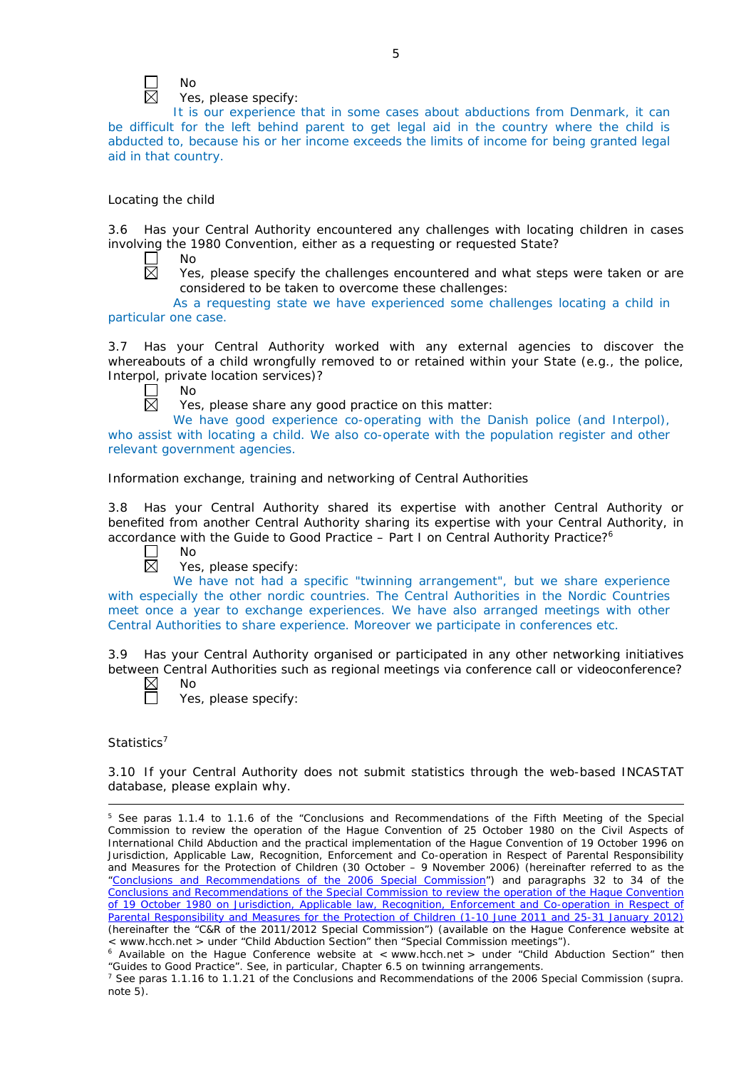☐ No

☒ Yes, please specify:

It is our experience that in some cases about abductions from Denmark, it can be difficult for the left behind parent to get legal aid in the country where the child is abducted to, because his or her income exceeds the limits of income for being granted legal aid in that country.

Locating the child

3.6 Has your Central Authority encountered any challenges with locating children in cases involving the 1980 Convention, either as a requesting or requested State?

☐ No

☒ Yes, please specify the challenges encountered and what steps were taken or are considered to be taken to overcome these challenges:

As a requesting state we have experienced some challenges locating a child in particular one case.

3.7 Has your Central Authority worked with any external agencies to discover the whereabouts of a child wrongfully removed to or retained within your State (e.g., the police, Interpol, private location services)?

☐ No

☒ Yes, please share any good practice on this matter:

We have good experience co-operating with the Danish police (and Interpol), who assist with locating a child. We also co-operate with the population register and other relevant government agencies.

Information exchange, training and networking of Central Authorities

3.8 Has your Central Authority shared its expertise with another Central Authority or benefited from another Central Authority sharing its expertise with your Central Authority, in accordance with the Guide to Good Practice – Part I on Central Authority Practice?[6]

☐ No

☒ Yes, please specify:

We have not had a specific "twinning arrangement", but we share experience with especially the other nordic countries. The Central Authorities in the Nordic Countries meet once a year to exchange experiences. We have also arranged meetings with other Central Authorities to share experience. Moreover we participate in conferences etc.

3.9 Has your Central Authority organised or participated in any other networking initiatives between Central Authorities such as regional meetings via conference call or videoconference?

☒ No

☐ Yes, please specify:

Statistics[7]

3.10 If your Central Authority does not submit statistics through the web-based INCASTAT database, please explain why.

---

[5] See paras 1.1.4 to 1.1.6 of the "Conclusions and Recommendations of the Fifth Meeting of the Special Commission to review the operation of the Hague Convention of 25 October 1980 on the Civil Aspects of International Child Abduction and the practical implementation of the Hague Convention of 19 October 1996 on Jurisdiction, Applicable Law, Recognition, Enforcement and Co-operation in Respect of Parental Responsibility and Measures for the Protection of Children (30 October – 9 November 2006) (hereinafter referred to as the "Conclusions and Recommendations of the 2006 Special Commission") and paragraphs 32 to 34 of the Conclusions and Recommendations of the Special Commission to review the operation of the Hague Convention of 19 October 1980 on Jurisdiction, Applicable law, Recognition, Enforcement and Co-operation in Respect of Parental Responsibility and Measures for the Protection of Children (1-10 June 2011 and 25-31 January 2012) (hereinafter the "C&R of the 2011/2012 Special Commission") (available on the Hague Conference website at < www.hcch.net > under "Child Abduction Section" then "Special Commission meetings").

[6] Available on the Hague Conference website at < www.hcch.net > under "Child Abduction Section" then "Guides to Good Practice". See, in particular, Chapter 6.5 on twinning arrangements.

[7] See paras 1.1.16 to 1.1.21 of the Conclusions and Recommendations of the 2006 Special Commission (supra. note 5).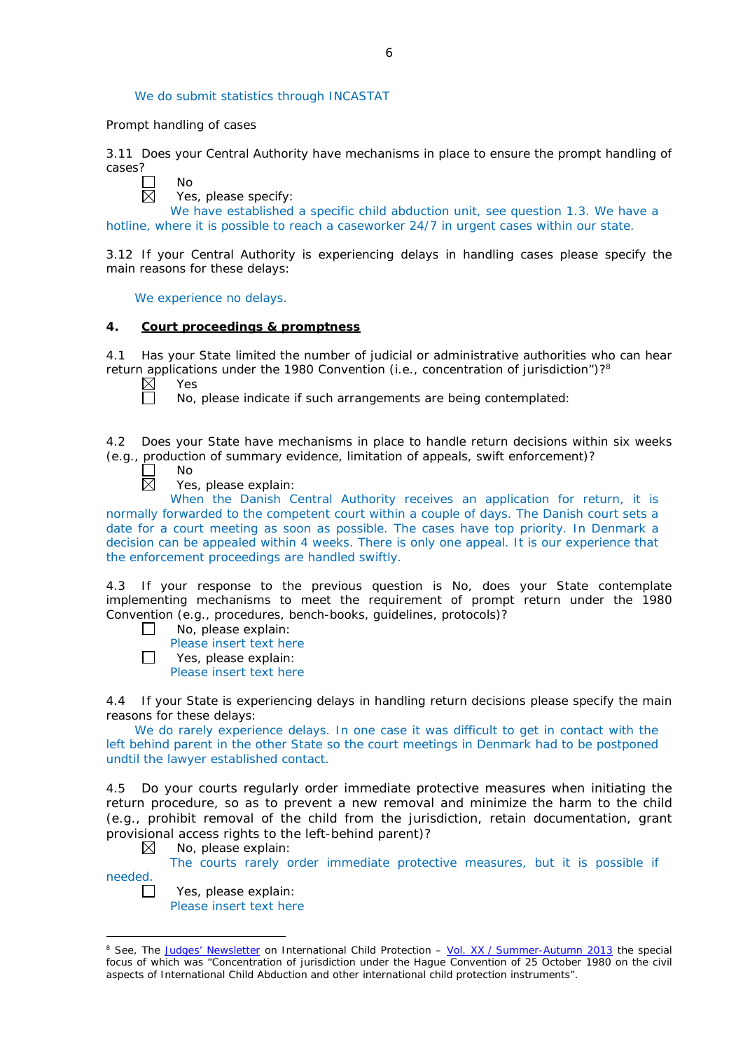We do submit statistics through INCASTAT

Prompt handling of cases

3.11 Does your Central Authority have mechanisms in place to ensure the prompt handling of cases?

☐ No

☒ Yes, please specify:

We have established a specific child abduction unit, see question 1.3. We have a hotline, where it is possible to reach a caseworker 24/7 in urgent cases within our state.

3.12 If your Central Authority is experiencing delays in handling cases please specify the main reasons for these delays:

We experience no delays.

## 4. Court proceedings & promptness

4.1 Has your State limited the number of judicial or administrative authorities who can hear return applications under the 1980 Convention (i.e., concentration of jurisdiction")?[8]

☒ Yes

☐ No, please indicate if such arrangements are being contemplated:

4.2 Does your State have mechanisms in place to handle return decisions within six weeks (e.g., production of summary evidence, limitation of appeals, swift enforcement)?

☐ No

☒ Yes, please explain:

When the Danish Central Authority receives an application for return, it is normally forwarded to the competent court within a couple of days. The Danish court sets a date for a court meeting as soon as possible. The cases have top priority. In Denmark a decision can be appealed within 4 weeks. There is only one appeal. It is our experience that the enforcement proceedings are handled swiftly.

4.3 If your response to the previous question is No, does your State contemplate implementing mechanisms to meet the requirement of prompt return under the 1980 Convention (e.g., procedures, bench-books, guidelines, protocols)?

☐ No, please explain:
Please insert text here

☐ Yes, please explain:
Please insert text here

4.4 If your State is experiencing delays in handling return decisions please specify the main reasons for these delays:

We do rarely experience delays. In one case it was difficult to get in contact with the left behind parent in the other State so the court meetings in Denmark had to be postponed undtil the lawyer established contact.

4.5 Do your courts regularly order immediate protective measures when initiating the return procedure, so as to prevent a new removal and minimize the harm to the child (e.g., prohibit removal of the child from the jurisdiction, retain documentation, grant provisional access rights to the left-behind parent)?

☒ No, please explain:

The courts rarely order immediate protective measures, but it is possible if needed.

☐ Yes, please explain:
Please insert text here

---

[8] See, The Judges' Newsletter on International Child Protection – Vol. XX / Summer-Autumn 2013 the special focus of which was "Concentration of jurisdiction under the Hague Convention of 25 October 1980 on the civil aspects of International Child Abduction and other international child protection instruments".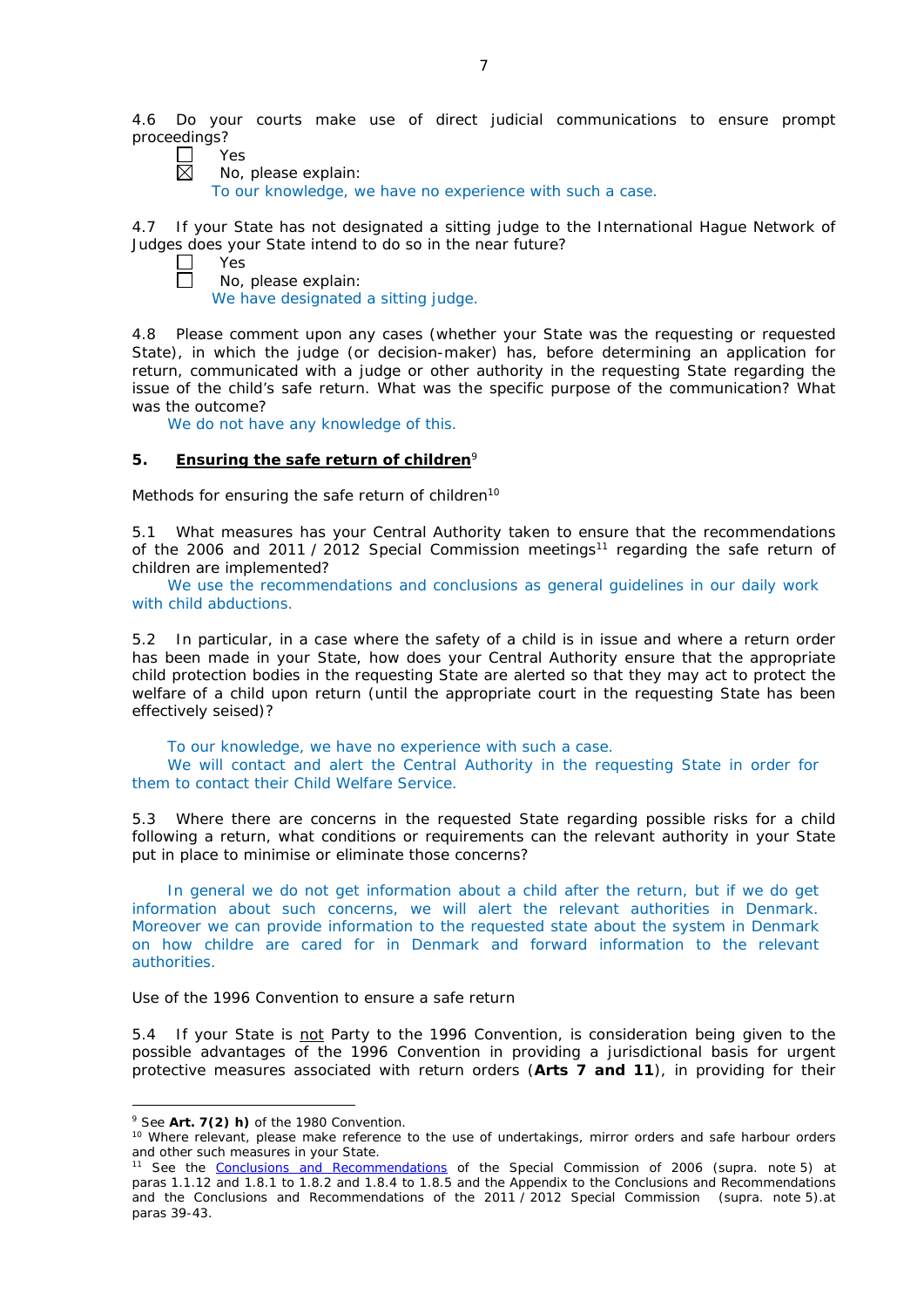4.6 Do your courts make use of direct judicial communications to ensure prompt proceedings?

☐ Yes
☒ No, please explain:
To our knowledge, we have no experience with such a case.

4.7 If your State has not designated a sitting judge to the International Hague Network of Judges does your State intend to do so in the near future?

☐ Yes
☐ No, please explain:
We have designated a sitting judge.

4.8 Please comment upon any cases (whether your State was the requesting or requested State), in which the judge (or decision-maker) has, before determining an application for return, communicated with a judge or other authority in the requesting State regarding the issue of the child's safe return. What was the specific purpose of the communication? What was the outcome?

We do not have any knowledge of this.

## 5. Ensuring the safe return of children[9]

Methods for ensuring the safe return of children[10]

5.1 What measures has your Central Authority taken to ensure that the recommendations of the 2006 and 2011 / 2012 Special Commission meetings[11] regarding the safe return of children are implemented?

We use the recommendations and conclusions as general guidelines in our daily work with child abductions.

5.2 In particular, in a case where the safety of a child is in issue and where a return order has been made in your State, how does your Central Authority ensure that the appropriate child protection bodies in the requesting State are alerted so that they may act to protect the welfare of a child upon return (until the appropriate court in the requesting State has been effectively seised)?

To our knowledge, we have no experience with such a case.
We will contact and alert the Central Authority in the requesting State in order for them to contact their Child Welfare Service.

5.3 Where there are concerns in the requested State regarding possible risks for a child following a return, what conditions or requirements can the relevant authority in your State put in place to minimise or eliminate those concerns?

In general we do not get information about a child after the return, but if we do get information about such concerns, we will alert the relevant authorities in Denmark. Moreover we can provide information to the requested state about the system in Denmark on how childre are cared for in Denmark and forward information to the relevant authorities.

Use of the 1996 Convention to ensure a safe return

5.4 If your State is not Party to the 1996 Convention, is consideration being given to the possible advantages of the 1996 Convention in providing a jurisdictional basis for urgent protective measures associated with return orders (**Arts 7 and 11**), in providing for their

---

[9] See **Art. 7(2) h)** of the 1980 Convention.

[10] Where relevant, please make reference to the use of undertakings, mirror orders and safe harbour orders and other such measures in your State.

[11] See the Conclusions and Recommendations of the Special Commission of 2006 (supra. note 5) at paras 1.1.12 and 1.8.1 to 1.8.2 and 1.8.4 to 1.8.5 and the Appendix to the Conclusions and Recommendations and the Conclusions and Recommendations of the 2011 / 2012 Special Commission (supra. note 5).at paras 39-43.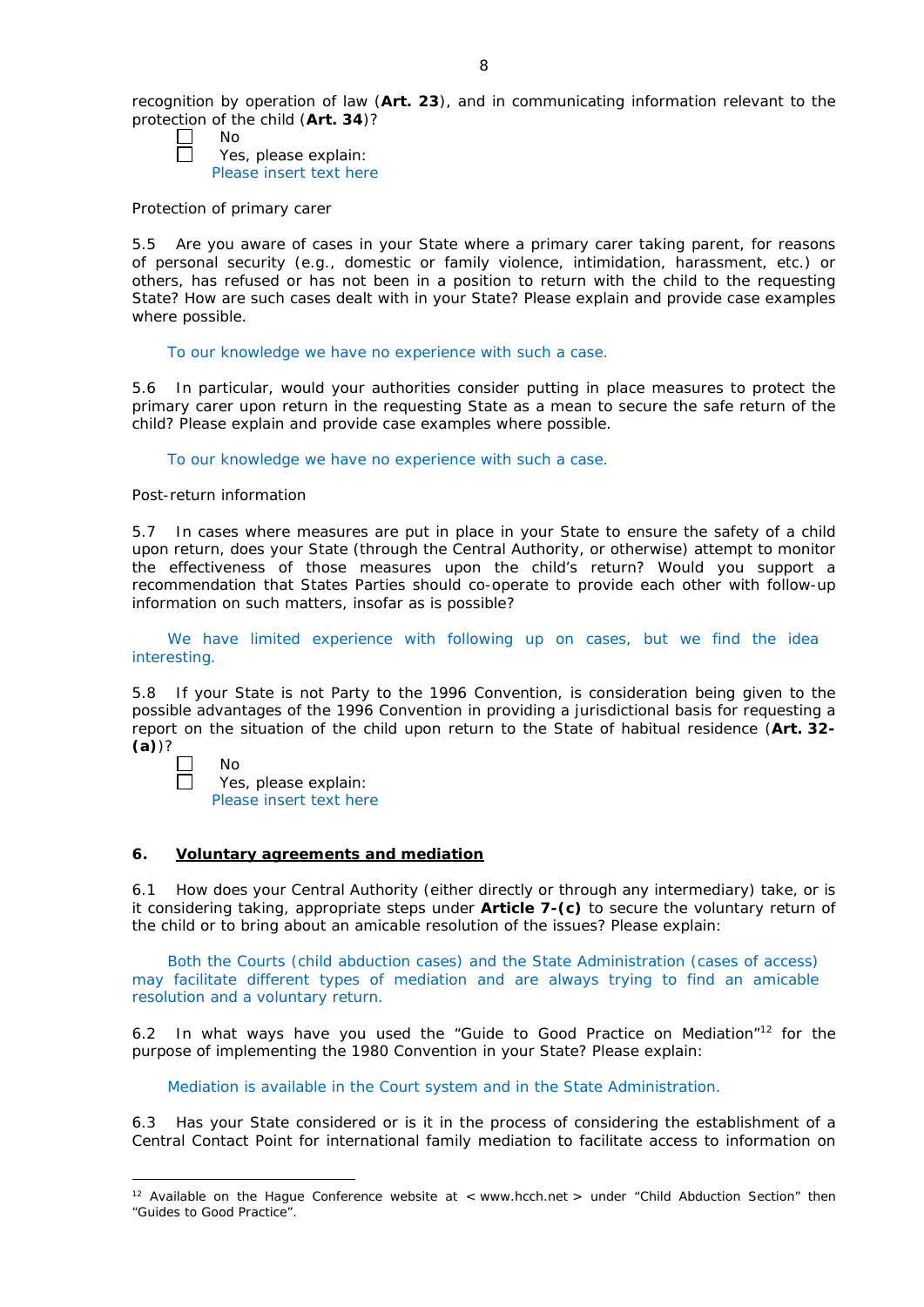recognition by operation of law (**Art. 23**), and in communicating information relevant to the protection of the child (**Art. 34**)?

☐ No
☐ Yes, please explain:
Please insert text here

Protection of primary carer

5.5 Are you aware of cases in your State where a primary carer taking parent, for reasons of personal security (e.g., domestic or family violence, intimidation, harassment, etc.) or others, has refused or has not been in a position to return with the child to the requesting State? How are such cases dealt with in your State? Please explain and provide case examples where possible.

To our knowledge we have no experience with such a case.

5.6 In particular, would your authorities consider putting in place measures to protect the primary carer upon return in the requesting State as a mean to secure the safe return of the child? Please explain and provide case examples where possible.

To our knowledge we have no experience with such a case.

Post-return information

5.7 In cases where measures are put in place in your State to ensure the safety of a child upon return, does your State (through the Central Authority, or otherwise) attempt to monitor the effectiveness of those measures upon the child's return? Would you support a recommendation that States Parties should co-operate to provide each other with follow-up information on such matters, insofar as is possible?

We have limited experience with following up on cases, but we find the idea interesting.

5.8 If your State is not Party to the 1996 Convention, is consideration being given to the possible advantages of the 1996 Convention in providing a jurisdictional basis for requesting a report on the situation of the child upon return to the State of habitual residence (**Art. 32-(a)**)?

☐ No
☐ Yes, please explain:
Please insert text here

## 6. Voluntary agreements and mediation

6.1 How does your Central Authority (either directly or through any intermediary) take, or is it considering taking, appropriate steps under **Article 7-(c)** to secure the voluntary return of the child or to bring about an amicable resolution of the issues? Please explain:

Both the Courts (child abduction cases) and the State Administration (cases of access) may facilitate different types of mediation and are always trying to find an amicable resolution and a voluntary return.

6.2 In what ways have you used the "Guide to Good Practice on Mediation"[12] for the purpose of implementing the 1980 Convention in your State? Please explain:

Mediation is available in the Court system and in the State Administration.

6.3 Has your State considered or is it in the process of considering the establishment of a Central Contact Point for international family mediation to facilitate access to information on

[12] Available on the Hague Conference website at < www.hcch.net > under "Child Abduction Section" then "Guides to Good Practice".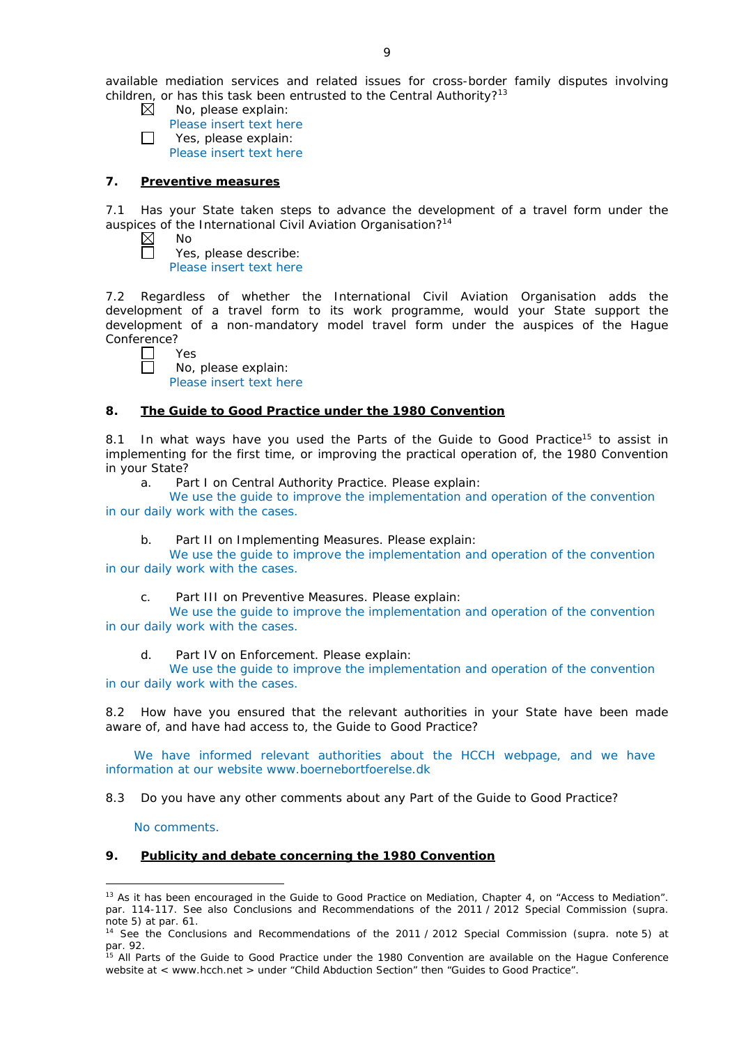available mediation services and related issues for cross-border family disputes involving children, or has this task been entrusted to the Central Authority?[13]

☒ No, please explain:
Please insert text here

☐ Yes, please explain:
Please insert text here

## 7. Preventive measures

7.1 Has your State taken steps to advance the development of a travel form under the auspices of the International Civil Aviation Organisation?[14]

☒ No

☐ Yes, please describe:
Please insert text here

7.2 Regardless of whether the International Civil Aviation Organisation adds the development of a travel form to its work programme, would your State support the development of a non-mandatory model travel form under the auspices of the Hague Conference?

☐ Yes

☐ No, please explain:
Please insert text here

## 8. The Guide to Good Practice under the 1980 Convention

8.1 In what ways have you used the Parts of the Guide to Good Practice[15] to assist in implementing for the first time, or improving the practical operation of, the 1980 Convention in your State?

a. Part I on Central Authority Practice. Please explain:
We use the guide to improve the implementation and operation of the convention in our daily work with the cases.

b. Part II on Implementing Measures. Please explain:
We use the guide to improve the implementation and operation of the convention in our daily work with the cases.

c. Part III on Preventive Measures. Please explain:
We use the guide to improve the implementation and operation of the convention in our daily work with the cases.

d. Part IV on Enforcement. Please explain:
We use the guide to improve the implementation and operation of the convention in our daily work with the cases.

8.2 How have you ensured that the relevant authorities in your State have been made aware of, and have had access to, the Guide to Good Practice?

We have informed relevant authorities about the HCCH webpage, and we have information at our website www.boernebortfoerelse.dk

8.3 Do you have any other comments about any Part of the Guide to Good Practice?

No comments.

## 9. Publicity and debate concerning the 1980 Convention

---

[13] As it has been encouraged in the Guide to Good Practice on Mediation, Chapter 4, on "Access to Mediation". par. 114-117. See also Conclusions and Recommendations of the 2011 / 2012 Special Commission (supra. note 5) at par. 61.

[14] See the Conclusions and Recommendations of the 2011 / 2012 Special Commission (supra. note 5) at par. 92.

[15] All Parts of the Guide to Good Practice under the 1980 Convention are available on the Hague Conference website at < www.hcch.net > under "Child Abduction Section" then "Guides to Good Practice".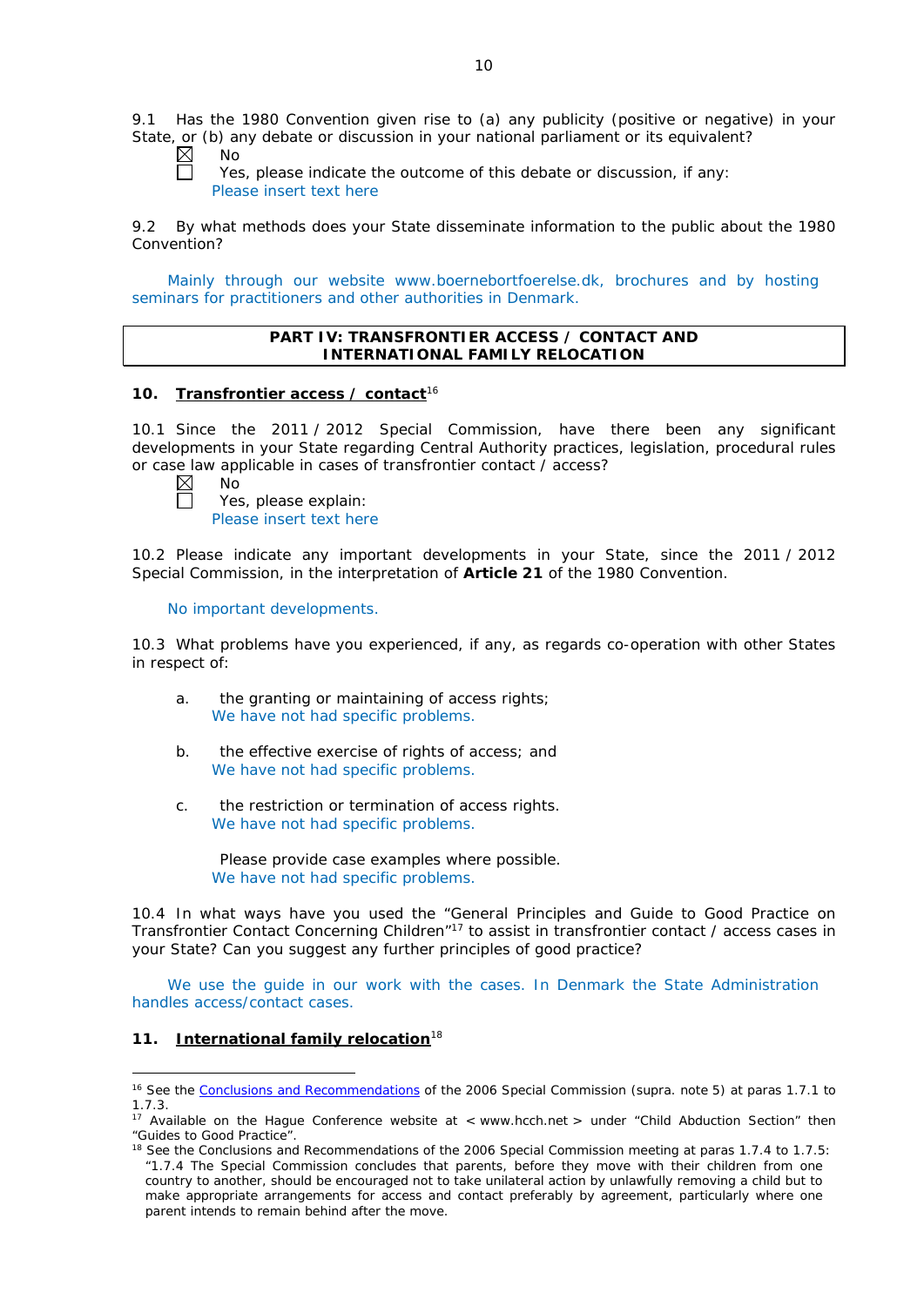9.1 Has the 1980 Convention given rise to (a) any publicity (positive or negative) in your State, or (b) any debate or discussion in your national parliament or its equivalent?

☒ No
☐ Yes, please indicate the outcome of this debate or discussion, if any:
Please insert text here

9.2 By what methods does your State disseminate information to the public about the 1980 Convention?

Mainly through our website www.boernebortfoerelse.dk, brochures and by hosting seminars for practitioners and other authorities in Denmark.

## PART IV: TRANSFRONTIER ACCESS / CONTACT AND INTERNATIONAL FAMILY RELOCATION

### 10. Transfrontier access / contact[16]

10.1 Since the 2011 / 2012 Special Commission, have there been any significant developments in your State regarding Central Authority practices, legislation, procedural rules or case law applicable in cases of transfrontier contact / access?

☒ No
☐ Yes, please explain:
Please insert text here

10.2 Please indicate any important developments in your State, since the 2011 / 2012 Special Commission, in the interpretation of **Article 21** of the 1980 Convention.

No important developments.

10.3 What problems have you experienced, if any, as regards co-operation with other States in respect of:

a. the granting or maintaining of access rights;
We have not had specific problems.

b. the effective exercise of rights of access; and
We have not had specific problems.

c. the restriction or termination of access rights.
We have not had specific problems.

Please provide case examples where possible.
We have not had specific problems.

10.4 In what ways have you used the "General Principles and Guide to Good Practice on Transfrontier Contact Concerning Children"[17] to assist in transfrontier contact / access cases in your State? Can you suggest any further principles of good practice?

We use the guide in our work with the cases. In Denmark the State Administration handles access/contact cases.

### 11. International family relocation[18]

---

[16] See the Conclusions and Recommendations of the 2006 Special Commission (supra. note 5) at paras 1.7.1 to 1.7.3.

[17] Available on the Hague Conference website at < www.hcch.net > under "Child Abduction Section" then "Guides to Good Practice".

[18] See the Conclusions and Recommendations of the 2006 Special Commission meeting at paras 1.7.4 to 1.7.5: "1.7.4 The Special Commission concludes that parents, before they move with their children from one country to another, should be encouraged not to take unilateral action by unlawfully removing a child but to make appropriate arrangements for access and contact preferably by agreement, particularly where one parent intends to remain behind after the move.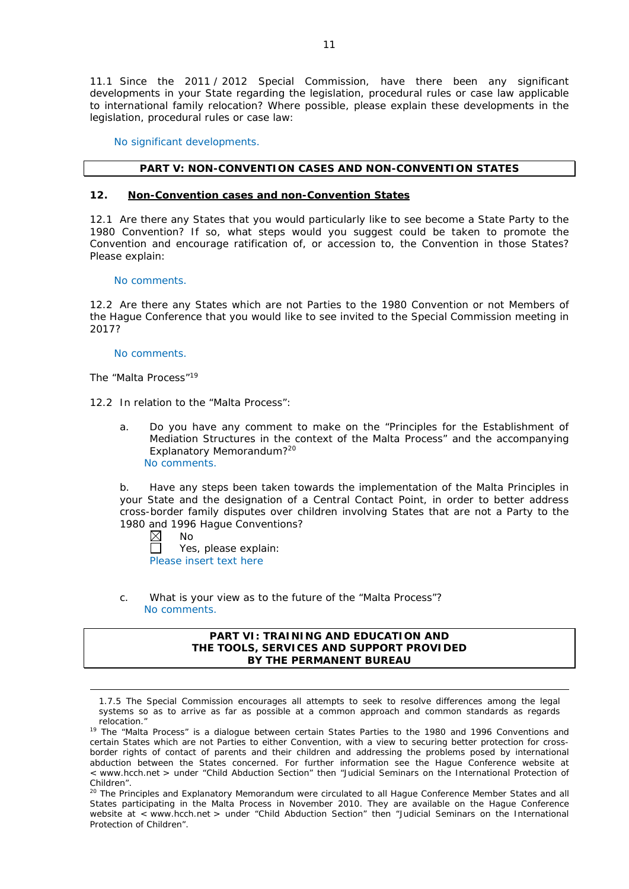11.1 Since the 2011 / 2012 Special Commission, have there been any significant developments in your State regarding the legislation, procedural rules or case law applicable to international family relocation? Where possible, please explain these developments in the legislation, procedural rules or case law:

No significant developments.

## PART V: NON-CONVENTION CASES AND NON-CONVENTION STATES

### 12. Non-Convention cases and non-Convention States

12.1 Are there any States that you would particularly like to see become a State Party to the 1980 Convention? If so, what steps would you suggest could be taken to promote the Convention and encourage ratification of, or accession to, the Convention in those States? Please explain:

No comments.

12.2 Are there any States which are not Parties to the 1980 Convention or not Members of the Hague Conference that you would like to see invited to the Special Commission meeting in 2017?

No comments.

The "Malta Process"[19]

12.2 In relation to the "Malta Process":

a. Do you have any comment to make on the "Principles for the Establishment of Mediation Structures in the context of the Malta Process" and the accompanying Explanatory Memorandum?[20]
No comments.

b. Have any steps been taken towards the implementation of the Malta Principles in your State and the designation of a Central Contact Point, in order to better address cross-border family disputes over children involving States that are not a Party to the 1980 and 1996 Hague Conventions?
☒ No
☐ Yes, please explain:
Please insert text here

c. What is your view as to the future of the "Malta Process"?
No comments.

## PART VI: TRAINING AND EDUCATION AND THE TOOLS, SERVICES AND SUPPORT PROVIDED BY THE PERMANENT BUREAU

---

1.7.5 The Special Commission encourages all attempts to seek to resolve differences among the legal systems so as to arrive as far as possible at a common approach and common standards as regards relocation."

[19] The "Malta Process" is a dialogue between certain States Parties to the 1980 and 1996 Conventions and certain States which are not Parties to either Convention, with a view to securing better protection for cross-border rights of contact of parents and their children and addressing the problems posed by international abduction between the States concerned. For further information see the Hague Conference website at < www.hcch.net > under "Child Abduction Section" then "Judicial Seminars on the International Protection of Children".

[20] The Principles and Explanatory Memorandum were circulated to all Hague Conference Member States and all States participating in the Malta Process in November 2010. They are available on the Hague Conference website at < www.hcch.net > under "Child Abduction Section" then "Judicial Seminars on the International Protection of Children".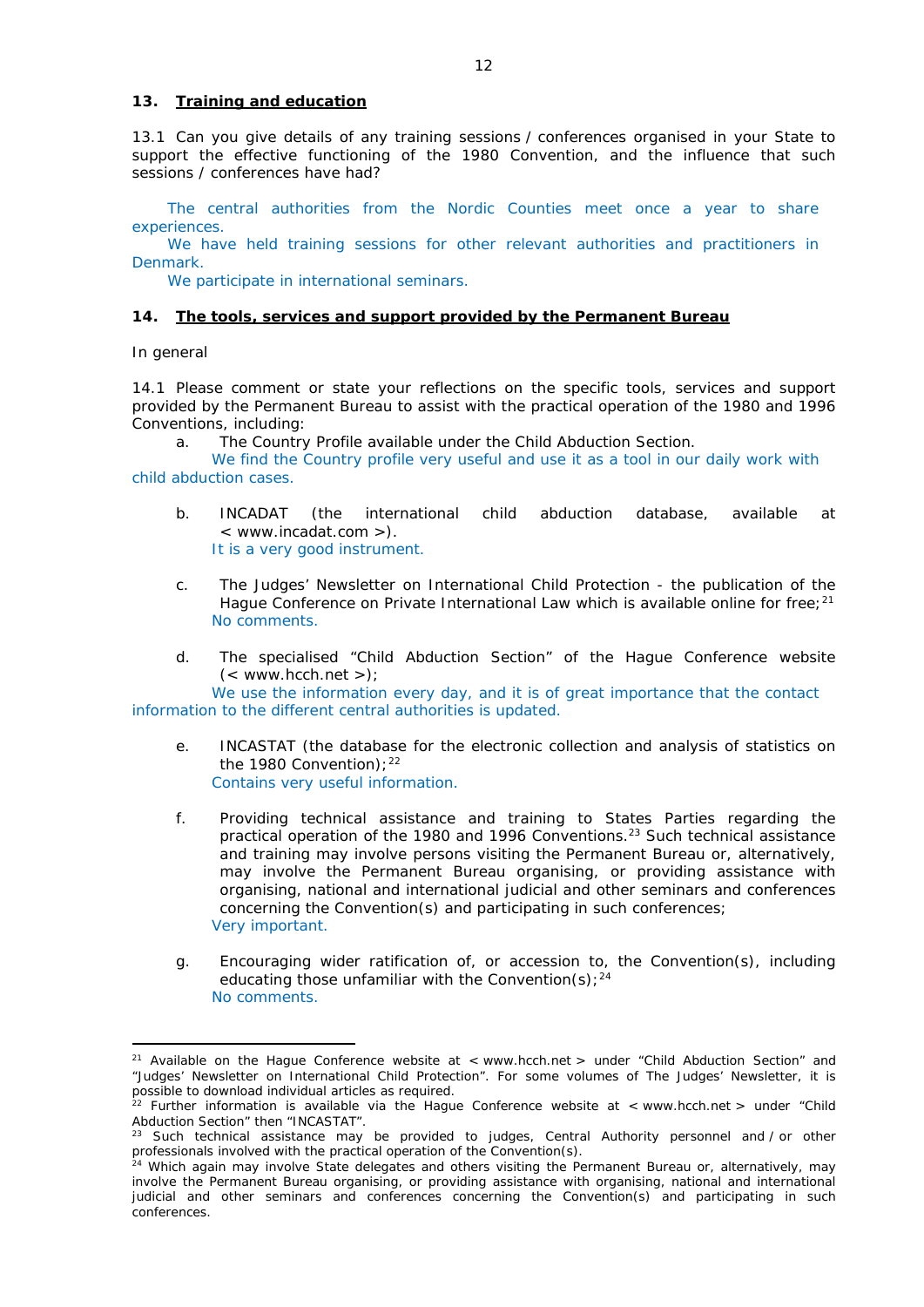## 13. Training and education

13.1 Can you give details of any training sessions / conferences organised in your State to support the effective functioning of the 1980 Convention, and the influence that such sessions / conferences have had?

The central authorities from the Nordic Counties meet once a year to share experiences.
We have held training sessions for other relevant authorities and practitioners in Denmark.
We participate in international seminars.

## 14. The tools, services and support provided by the Permanent Bureau

In general

14.1 Please comment or state your reflections on the specific tools, services and support provided by the Permanent Bureau to assist with the practical operation of the 1980 and 1996 Conventions, including:

a. The Country Profile available under the Child Abduction Section.
We find the Country profile very useful and use it as a tool in our daily work with child abduction cases.

b. INCADAT (the international child abduction database, available at < www.incadat.com >).
It is a very good instrument.

c. The Judges' Newsletter on International Child Protection - the publication of the Hague Conference on Private International Law which is available online for free;[21]
No comments.

d. The specialised "Child Abduction Section" of the Hague Conference website (< www.hcch.net >);
We use the information every day, and it is of great importance that the contact information to the different central authorities is updated.

e. INCASTAT (the database for the electronic collection and analysis of statistics on the 1980 Convention);[22]
Contains very useful information.

f. Providing technical assistance and training to States Parties regarding the practical operation of the 1980 and 1996 Conventions.[23] Such technical assistance and training may involve persons visiting the Permanent Bureau or, alternatively, may involve the Permanent Bureau organising, or providing assistance with organising, national and international judicial and other seminars and conferences concerning the Convention(s) and participating in such conferences;
Very important.

g. Encouraging wider ratification of, or accession to, the Convention(s), including educating those unfamiliar with the Convention(s);[24]
No comments.

---

[21] Available on the Hague Conference website at < www.hcch.net > under "Child Abduction Section" and "Judges' Newsletter on International Child Protection". For some volumes of The Judges' Newsletter, it is possible to download individual articles as required.
[22] Further information is available via the Hague Conference website at < www.hcch.net > under "Child Abduction Section" then "INCASTAT".
[23] Such technical assistance may be provided to judges, Central Authority personnel and / or other professionals involved with the practical operation of the Convention(s).
[24] Which again may involve State delegates and others visiting the Permanent Bureau or, alternatively, may involve the Permanent Bureau organising, or providing assistance with organising, national and international judicial and other seminars and conferences concerning the Convention(s) and participating in such conferences.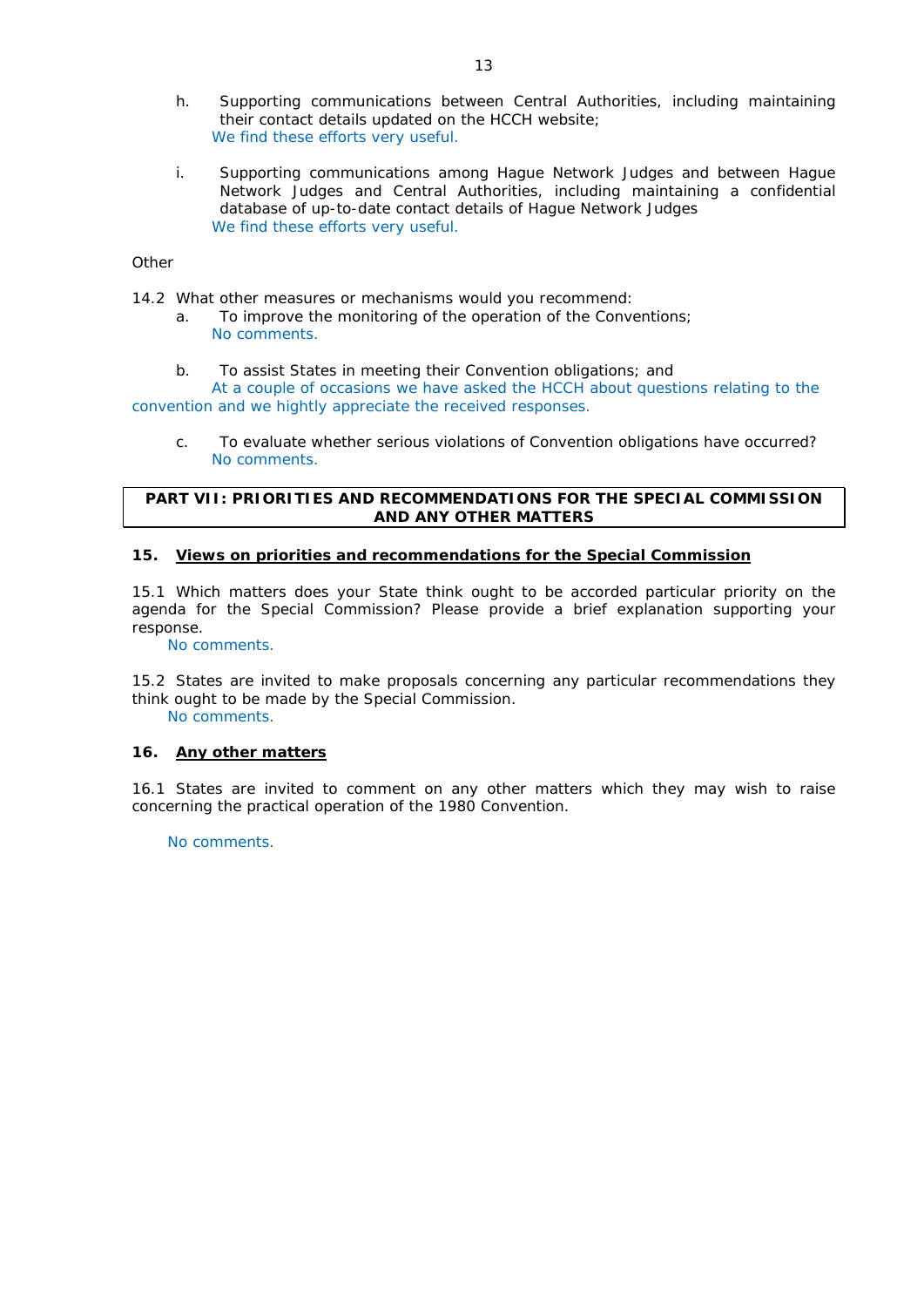h. Supporting communications between Central Authorities, including maintaining their contact details updated on the HCCH website;
   We find these efforts very useful.

i. Supporting communications among Hague Network Judges and between Hague Network Judges and Central Authorities, including maintaining a confidential database of up-to-date contact details of Hague Network Judges
   We find these efforts very useful.

Other

14.2 What other measures or mechanisms would you recommend:

a. To improve the monitoring of the operation of the Conventions;
   No comments.

b. To assist States in meeting their Convention obligations; and
   At a couple of occasions we have asked the HCCH about questions relating to the convention and we hightly appreciate the received responses.

c. To evaluate whether serious violations of Convention obligations have occurred?
   No comments.

## PART VII: PRIORITIES AND RECOMMENDATIONS FOR THE SPECIAL COMMISSION AND ANY OTHER MATTERS

### 15. Views on priorities and recommendations for the Special Commission

15.1 Which matters does your State think ought to be accorded particular priority on the agenda for the Special Commission? Please provide a brief explanation supporting your response.

No comments.

15.2 States are invited to make proposals concerning any particular recommendations they think ought to be made by the Special Commission.

No comments.

### 16. Any other matters

16.1 States are invited to comment on any other matters which they may wish to raise concerning the practical operation of the 1980 Convention.

No comments.